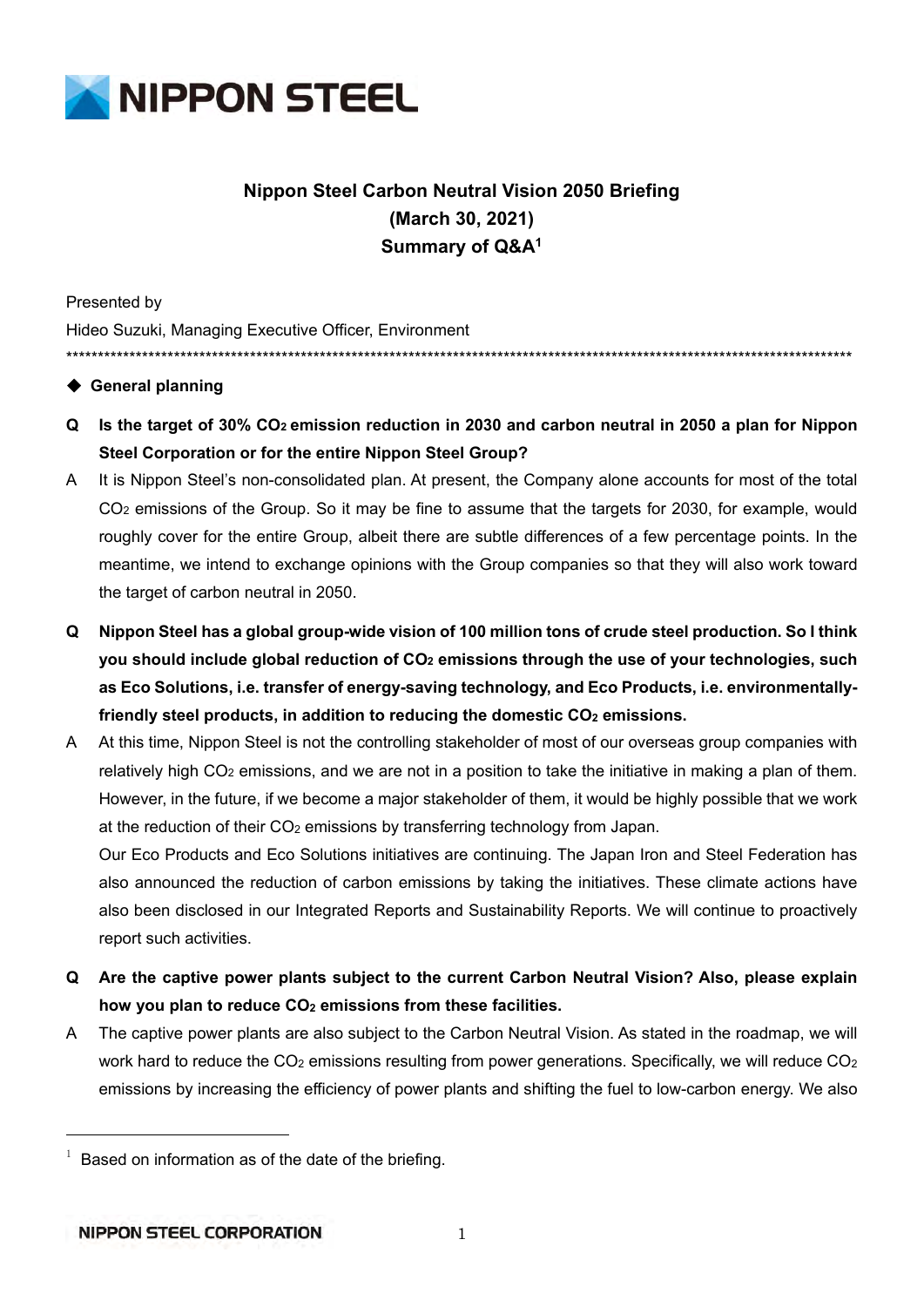# NIPPON STEEL

## Nippon Steel Carbon Neutral Vision 2050 Briefing
## (March 30, 2021)
## Summary of Q&A[1]

Presented by

Hideo Suzuki, Managing Executive Officer, Environment

***************************************************************************************************************************

◆ **General planning**

**Q** **Is the target of 30% $CO_2$ emission reduction in 2030 and carbon neutral in 2050 a plan for Nippon Steel Corporation or for the entire Nippon Steel Group?**

A It is Nippon Steel's non-consolidated plan. At present, the Company alone accounts for most of the total $CO_2$ emissions of the Group. So it may be fine to assume that the targets for 2030, for example, would roughly cover for the entire Group, albeit there are subtle differences of a few percentage points. In the meantime, we intend to exchange opinions with the Group companies so that they will also work toward the target of carbon neutral in 2050.

**Q** **Nippon Steel has a global group-wide vision of 100 million tons of crude steel production. So I think you should include global reduction of $CO_2$ emissions through the use of your technologies, such as Eco Solutions, i.e. transfer of energy-saving technology, and Eco Products, i.e. environmentally-friendly steel products, in addition to reducing the domestic $CO_2$ emissions.**

A At this time, Nippon Steel is not the controlling stakeholder of most of our overseas group companies with relatively high $CO_2$ emissions, and we are not in a position to take the initiative in making a plan of them. However, in the future, if we become a major stakeholder of them, it would be highly possible that we work at the reduction of their $CO_2$ emissions by transferring technology from Japan.

Our Eco Products and Eco Solutions initiatives are continuing. The Japan Iron and Steel Federation has also announced the reduction of carbon emissions by taking the initiatives. These climate actions have also been disclosed in our Integrated Reports and Sustainability Reports. We will continue to proactively report such activities.

**Q** **Are the captive power plants subject to the current Carbon Neutral Vision? Also, please explain how you plan to reduce $CO_2$ emissions from these facilities.**

A The captive power plants are also subject to the Carbon Neutral Vision. As stated in the roadmap, we will work hard to reduce the $CO_2$ emissions resulting from power generations. Specifically, we will reduce $CO_2$ emissions by increasing the efficiency of power plants and shifting the fuel to low-carbon energy. We also

---

[1] Based on information as of the date of the briefing.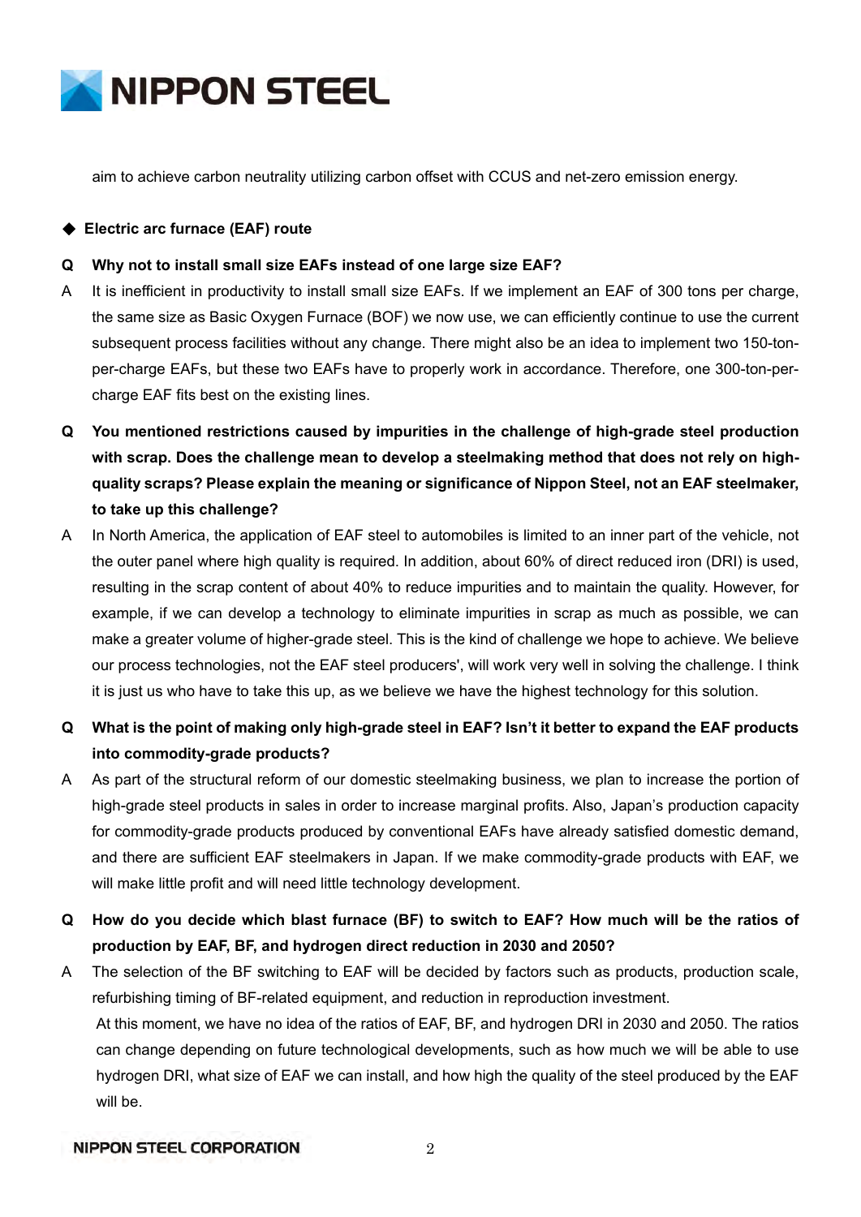aim to achieve carbon neutrality utilizing carbon offset with CCUS and net-zero emission energy.

◆ **Electric arc furnace (EAF) route**

**Q Why not to install small size EAFs instead of one large size EAF?**

A It is inefficient in productivity to install small size EAFs. If we implement an EAF of 300 tons per charge, the same size as Basic Oxygen Furnace (BOF) we now use, we can efficiently continue to use the current subsequent process facilities without any change. There might also be an idea to implement two 150-ton-per-charge EAFs, but these two EAFs have to properly work in accordance. Therefore, one 300-ton-per-charge EAF fits best on the existing lines.

**Q You mentioned restrictions caused by impurities in the challenge of high-grade steel production with scrap. Does the challenge mean to develop a steelmaking method that does not rely on high-quality scraps? Please explain the meaning or significance of Nippon Steel, not an EAF steelmaker, to take up this challenge?**

A In North America, the application of EAF steel to automobiles is limited to an inner part of the vehicle, not the outer panel where high quality is required. In addition, about 60% of direct reduced iron (DRI) is used, resulting in the scrap content of about 40% to reduce impurities and to maintain the quality. However, for example, if we can develop a technology to eliminate impurities in scrap as much as possible, we can make a greater volume of higher-grade steel. This is the kind of challenge we hope to achieve. We believe our process technologies, not the EAF steel producers', will work very well in solving the challenge. I think it is just us who have to take this up, as we believe we have the highest technology for this solution.

**Q What is the point of making only high-grade steel in EAF? Isn't it better to expand the EAF products into commodity-grade products?**

A As part of the structural reform of our domestic steelmaking business, we plan to increase the portion of high-grade steel products in sales in order to increase marginal profits. Also, Japan's production capacity for commodity-grade products produced by conventional EAFs have already satisfied domestic demand, and there are sufficient EAF steelmakers in Japan. If we make commodity-grade products with EAF, we will make little profit and will need little technology development.

**Q How do you decide which blast furnace (BF) to switch to EAF? How much will be the ratios of production by EAF, BF, and hydrogen direct reduction in 2030 and 2050?**

A The selection of the BF switching to EAF will be decided by factors such as products, production scale, refurbishing timing of BF-related equipment, and reduction in reproduction investment.

At this moment, we have no idea of the ratios of EAF, BF, and hydrogen DRI in 2030 and 2050. The ratios can change depending on future technological developments, such as how much we will be able to use hydrogen DRI, what size of EAF we can install, and how high the quality of the steel produced by the EAF will be.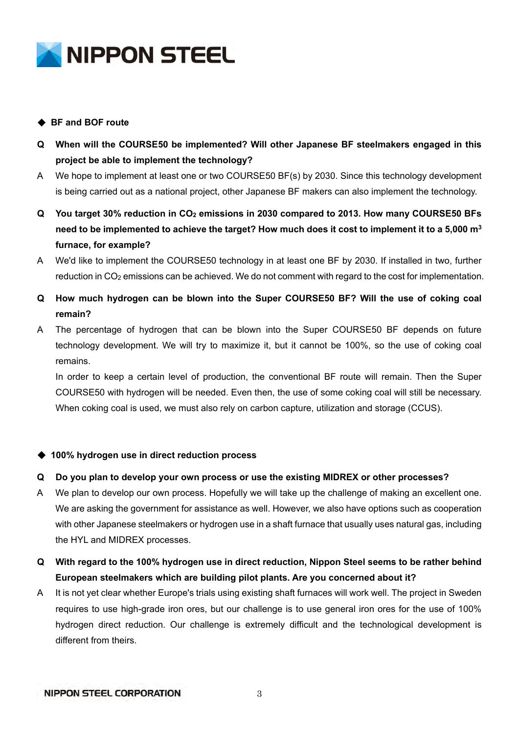◆ **BF and BOF route**

**Q When will the COURSE50 be implemented? Will other Japanese BF steelmakers engaged in this project be able to implement the technology?**

A We hope to implement at least one or two COURSE50 BF(s) by 2030. Since this technology development is being carried out as a national project, other Japanese BF makers can also implement the technology.

**Q You target 30% reduction in $CO_2$ emissions in 2030 compared to 2013. How many COURSE50 BFs need to be implemented to achieve the target? How much does it cost to implement it to a 5,000 $m^3$ furnace, for example?**

A We'd like to implement the COURSE50 technology in at least one BF by 2030. If installed in two, further reduction in $CO_2$ emissions can be achieved. We do not comment with regard to the cost for implementation.

**Q How much hydrogen can be blown into the Super COURSE50 BF? Will the use of coking coal remain?**

A The percentage of hydrogen that can be blown into the Super COURSE50 BF depends on future technology development. We will try to maximize it, but it cannot be 100%, so the use of coking coal remains.

In order to keep a certain level of production, the conventional BF route will remain. Then the Super COURSE50 with hydrogen will be needed. Even then, the use of some coking coal will still be necessary. When coking coal is used, we must also rely on carbon capture, utilization and storage (CCUS).

◆ **100% hydrogen use in direct reduction process**

**Q Do you plan to develop your own process or use the existing MIDREX or other processes?**

A We plan to develop our own process. Hopefully we will take up the challenge of making an excellent one. We are asking the government for assistance as well. However, we also have options such as cooperation with other Japanese steelmakers or hydrogen use in a shaft furnace that usually uses natural gas, including the HYL and MIDREX processes.

**Q With regard to the 100% hydrogen use in direct reduction, Nippon Steel seems to be rather behind European steelmakers which are building pilot plants. Are you concerned about it?**

A It is not yet clear whether Europe's trials using existing shaft furnaces will work well. The project in Sweden requires to use high-grade iron ores, but our challenge is to use general iron ores for the use of 100% hydrogen direct reduction. Our challenge is extremely difficult and the technological development is different from theirs.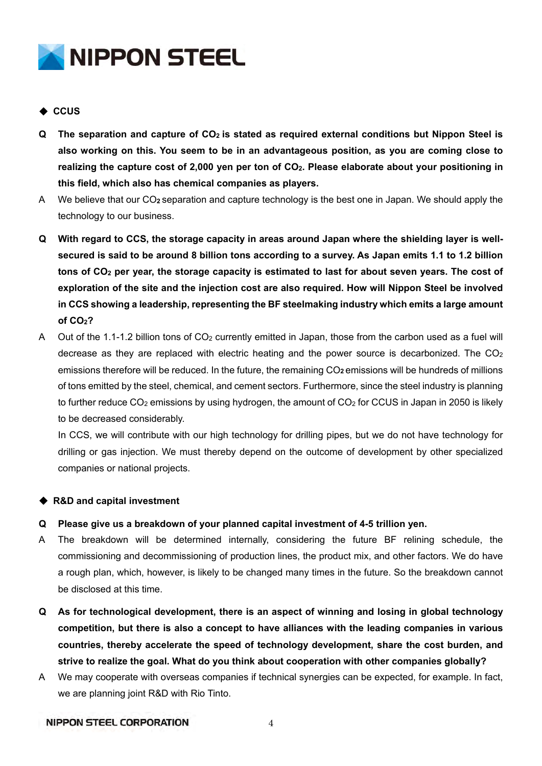◆ **CCUS**

**Q The separation and capture of $CO_2$ is stated as required external conditions but Nippon Steel is also working on this. You seem to be in an advantageous position, as you are coming close to realizing the capture cost of 2,000 yen per ton of $CO_2$. Please elaborate about your positioning in this field, which also has chemical companies as players.**

A We believe that our $CO_2$ separation and capture technology is the best one in Japan. We should apply the technology to our business.

**Q With regard to CCS, the storage capacity in areas around Japan where the shielding layer is well-secured is said to be around 8 billion tons according to a survey. As Japan emits 1.1 to 1.2 billion tons of $CO_2$ per year, the storage capacity is estimated to last for about seven years. The cost of exploration of the site and the injection cost are also required. How will Nippon Steel be involved in CCS showing a leadership, representing the BF steelmaking industry which emits a large amount of $CO_2$?**

A Out of the 1.1-1.2 billion tons of $CO_2$ currently emitted in Japan, those from the carbon used as a fuel will decrease as they are replaced with electric heating and the power source is decarbonized. The $CO_2$ emissions therefore will be reduced. In the future, the remaining $CO_2$ emissions will be hundreds of millions of tons emitted by the steel, chemical, and cement sectors. Furthermore, since the steel industry is planning to further reduce $CO_2$ emissions by using hydrogen, the amount of $CO_2$ for CCUS in Japan in 2050 is likely to be decreased considerably.

In CCS, we will contribute with our high technology for drilling pipes, but we do not have technology for drilling or gas injection. We must thereby depend on the outcome of development by other specialized companies or national projects.

◆ **R&D and capital investment**

**Q Please give us a breakdown of your planned capital investment of 4-5 trillion yen.**

A The breakdown will be determined internally, considering the future BF relining schedule, the commissioning and decommissioning of production lines, the product mix, and other factors. We do have a rough plan, which, however, is likely to be changed many times in the future. So the breakdown cannot be disclosed at this time.

**Q As for technological development, there is an aspect of winning and losing in global technology competition, but there is also a concept to have alliances with the leading companies in various countries, thereby accelerate the speed of technology development, share the cost burden, and strive to realize the goal. What do you think about cooperation with other companies globally?**

A We may cooperate with overseas companies if technical synergies can be expected, for example. In fact, we are planning joint R&D with Rio Tinto.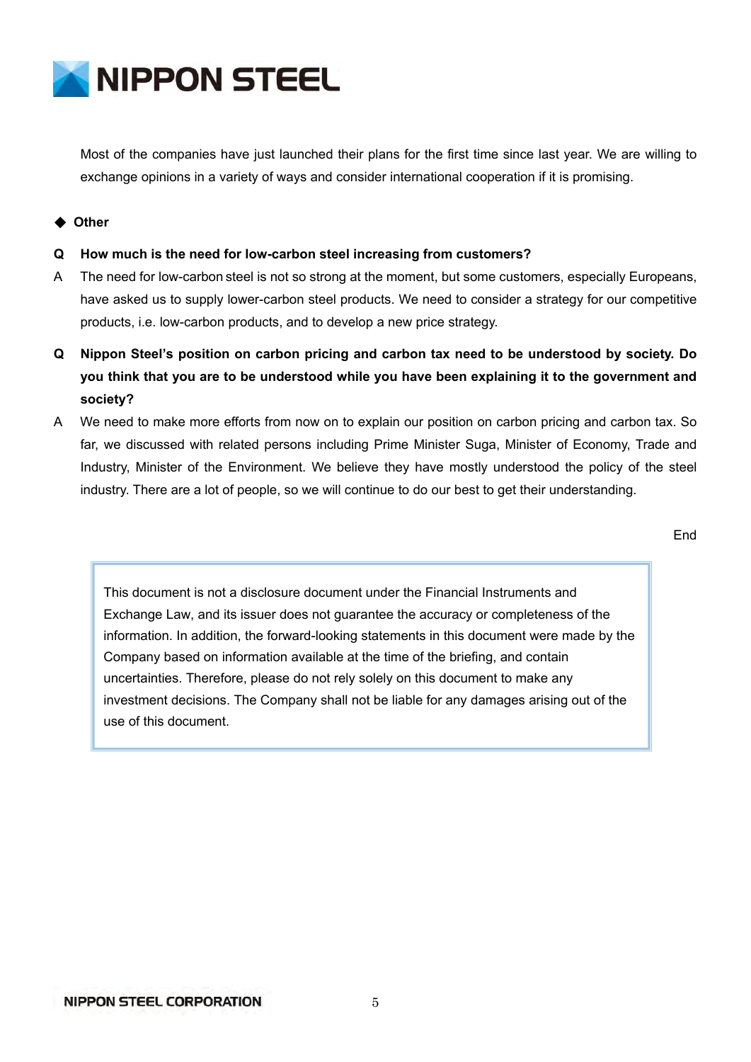Most of the companies have just launched their plans for the first time since last year. We are willing to exchange opinions in a variety of ways and consider international cooperation if it is promising.

## ◆ Other

**Q How much is the need for low-carbon steel increasing from customers?**

A The need for low-carbon steel is not so strong at the moment, but some customers, especially Europeans, have asked us to supply lower-carbon steel products. We need to consider a strategy for our competitive products, i.e. low-carbon products, and to develop a new price strategy.

**Q Nippon Steel's position on carbon pricing and carbon tax need to be understood by society. Do you think that you are to be understood while you have been explaining it to the government and society?**

A We need to make more efforts from now on to explain our position on carbon pricing and carbon tax. So far, we discussed with related persons including Prime Minister Suga, Minister of Economy, Trade and Industry, Minister of the Environment. We believe they have mostly understood the policy of the steel industry. There are a lot of people, so we will continue to do our best to get their understanding.

End

> This document is not a disclosure document under the Financial Instruments and Exchange Law, and its issuer does not guarantee the accuracy or completeness of the information. In addition, the forward-looking statements in this document were made by the Company based on information available at the time of the briefing, and contain uncertainties. Therefore, please do not rely solely on this document to make any investment decisions. The Company shall not be liable for any damages arising out of the use of this document.